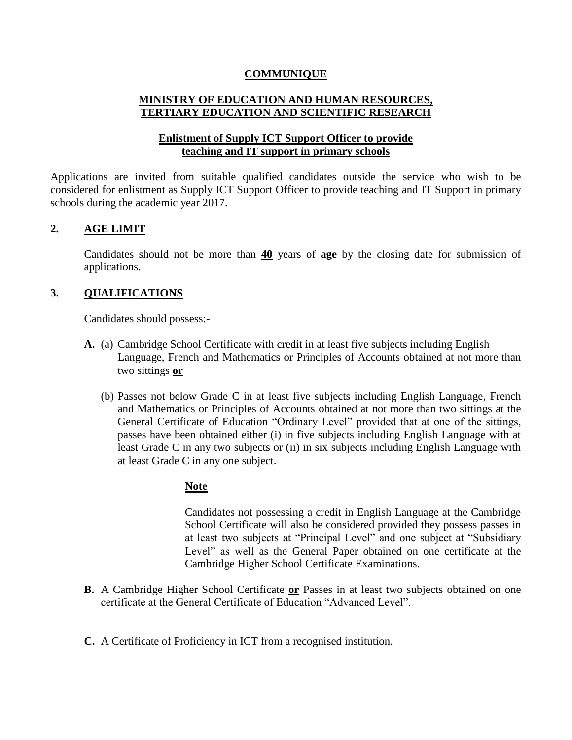# COMMUNIQUE

## MINISTRY OF EDUCATION AND HUMAN RESOURCES, TERTIARY EDUCATION AND SCIENTIFIC RESEARCH

### Enlistment of Supply ICT Support Officer to provide teaching and IT support in primary schools

Applications are invited from suitable qualified candidates outside the service who wish to be considered for enlistment as Supply ICT Support Officer to provide teaching and IT Support in primary schools during the academic year 2017.

## 2. AGE LIMIT

Candidates should not be more than **40** years of **age** by the closing date for submission of applications.

## 3. QUALIFICATIONS

Candidates should possess:-

**A.** (a) Cambridge School Certificate with credit in at least five subjects including English Language, French and Mathematics or Principles of Accounts obtained at not more than two sittings **or**

(b) Passes not below Grade C in at least five subjects including English Language, French and Mathematics or Principles of Accounts obtained at not more than two sittings at the General Certificate of Education "Ordinary Level" provided that at one of the sittings, passes have been obtained either (i) in five subjects including English Language with at least Grade C in any two subjects or (ii) in six subjects including English Language with at least Grade C in any one subject.

**Note**

Candidates not possessing a credit in English Language at the Cambridge School Certificate will also be considered provided they possess passes in at least two subjects at "Principal Level" and one subject at "Subsidiary Level" as well as the General Paper obtained on one certificate at the Cambridge Higher School Certificate Examinations.

**B.** A Cambridge Higher School Certificate **or** Passes in at least two subjects obtained on one certificate at the General Certificate of Education "Advanced Level".

**C.** A Certificate of Proficiency in ICT from a recognised institution.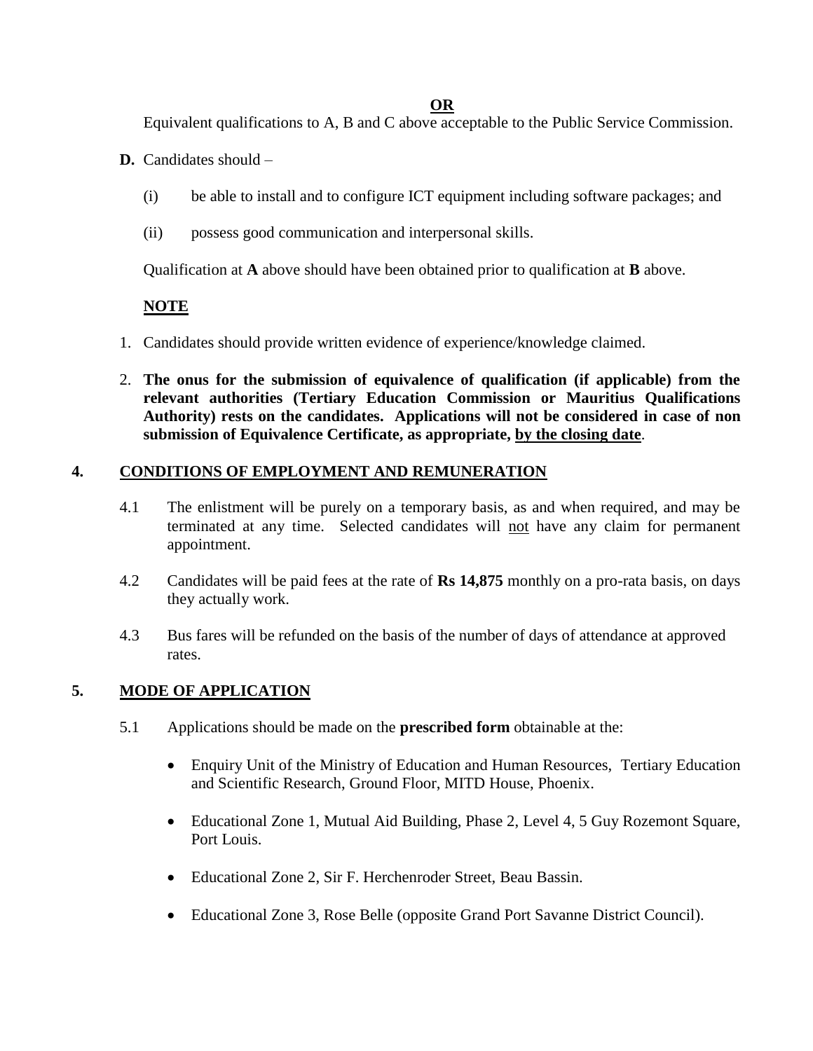**OR**

Equivalent qualifications to A, B and C above acceptable to the Public Service Commission.

**D.** Candidates should –

(i) be able to install and to configure ICT equipment including software packages; and

(ii) possess good communication and interpersonal skills.

Qualification at **A** above should have been obtained prior to qualification at **B** above.

**NOTE**

1. Candidates should provide written evidence of experience/knowledge claimed.
2. **The onus for the submission of equivalence of qualification (if applicable) from the relevant authorities (Tertiary Education Commission or Mauritius Qualifications Authority) rests on the candidates. Applications will not be considered in case of non submission of Equivalence Certificate, as appropriate, by the closing date**.

## 4. CONDITIONS OF EMPLOYMENT AND REMUNERATION

4.1 The enlistment will be purely on a temporary basis, as and when required, and may be terminated at any time. Selected candidates will not have any claim for permanent appointment.

4.2 Candidates will be paid fees at the rate of **Rs 14,875** monthly on a pro-rata basis, on days they actually work.

4.3 Bus fares will be refunded on the basis of the number of days of attendance at approved rates.

## 5. MODE OF APPLICATION

5.1 Applications should be made on the **prescribed form** obtainable at the:

- Enquiry Unit of the Ministry of Education and Human Resources, Tertiary Education and Scientific Research, Ground Floor, MITD House, Phoenix.
- Educational Zone 1, Mutual Aid Building, Phase 2, Level 4, 5 Guy Rozemont Square, Port Louis.
- Educational Zone 2, Sir F. Herchenroder Street, Beau Bassin.
- Educational Zone 3, Rose Belle (opposite Grand Port Savanne District Council).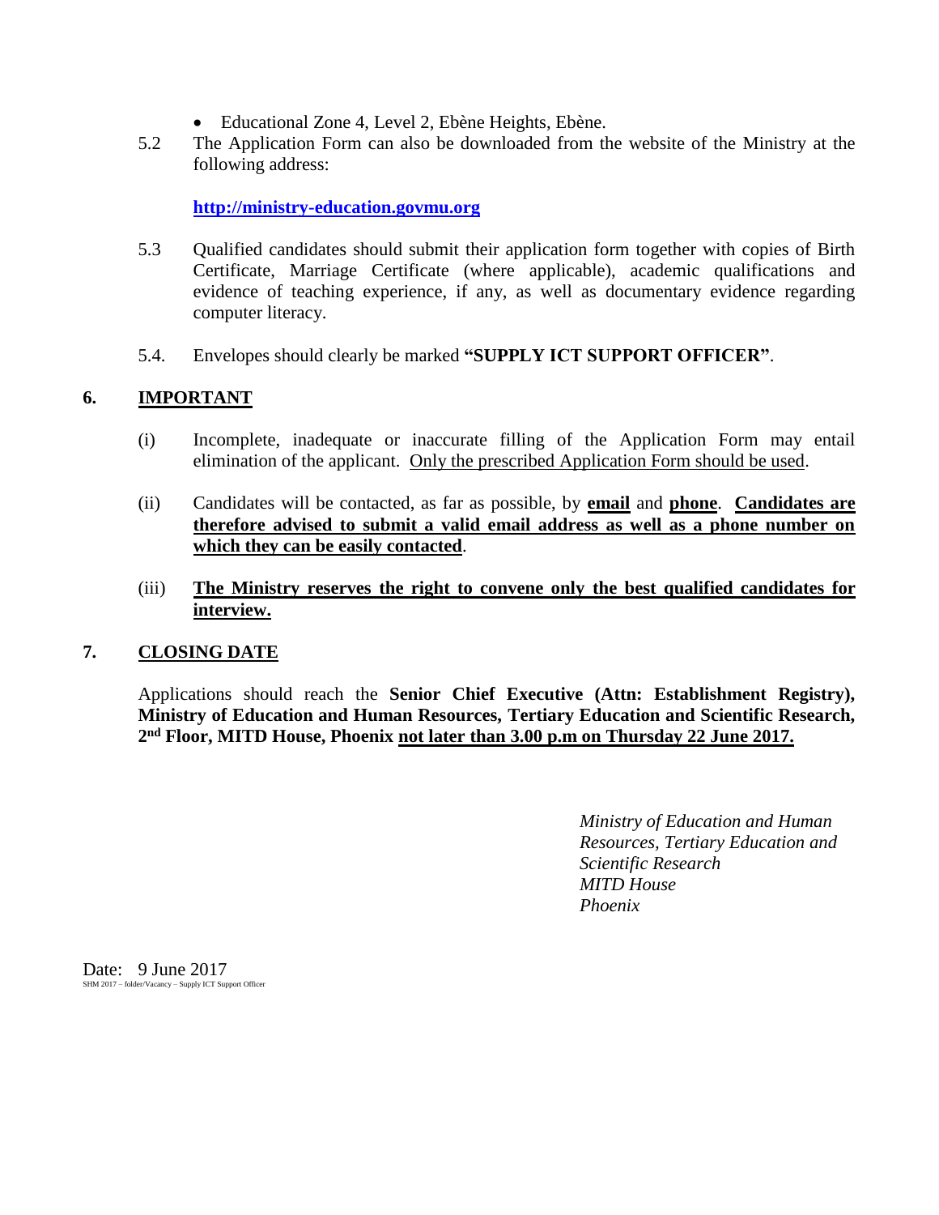- Educational Zone 4, Level 2, Ebène Heights, Ebène.

5.2 The Application Form can also be downloaded from the website of the Ministry at the following address:

**http://ministry-education.govmu.org**

5.3 Qualified candidates should submit their application form together with copies of Birth Certificate, Marriage Certificate (where applicable), academic qualifications and evidence of teaching experience, if any, as well as documentary evidence regarding computer literacy.

5.4. Envelopes should clearly be marked **"SUPPLY ICT SUPPORT OFFICER"**.

## 6. IMPORTANT

(i) Incomplete, inadequate or inaccurate filling of the Application Form may entail elimination of the applicant. Only the prescribed Application Form should be used.

(ii) Candidates will be contacted, as far as possible, by **email** and **phone**. **Candidates are therefore advised to submit a valid email address as well as a phone number on which they can be easily contacted**.

(iii) **The Ministry reserves the right to convene only the best qualified candidates for interview.**

## 7. CLOSING DATE

Applications should reach the **Senior Chief Executive (Attn: Establishment Registry), Ministry of Education and Human Resources, Tertiary Education and Scientific Research, 2nd Floor, MITD House, Phoenix** **not later than 3.00 p.m on Thursday 22 June 2017.**

*Ministry of Education and Human Resources, Tertiary Education and Scientific Research*
*MITD House*
*Phoenix*

Date: 9 June 2017

SHM 2017 – folder/Vacancy – Supply ICT Support Officer